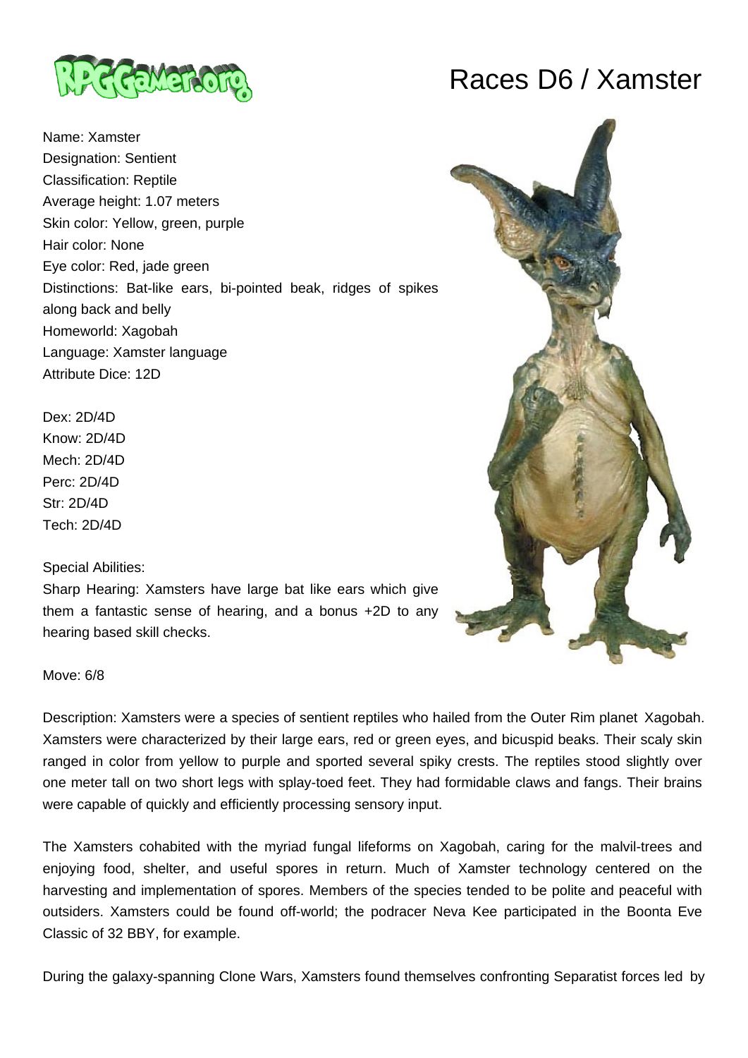# Races D6 / Xamster

Name: Xamster
Designation: Sentient
Classification: Reptile
Average height: 1.07 meters
Skin color: Yellow, green, purple
Hair color: None
Eye color: Red, jade green
Distinctions: Bat-like ears, bi-pointed beak, ridges of spikes along back and belly
Homeworld: Xagobah
Language: Xamster language
Attribute Dice: 12D

Dex: 2D/4D
Know: 2D/4D
Mech: 2D/4D
Perc: 2D/4D
Str: 2D/4D
Tech: 2D/4D

Special Abilities:
Sharp Hearing: Xamsters have large bat like ears which give them a fantastic sense of hearing, and a bonus +2D to any hearing based skill checks.

Move: 6/8

Description: Xamsters were a species of sentient reptiles who hailed from the Outer Rim planet Xagobah. Xamsters were characterized by their large ears, red or green eyes, and bicuspid beaks. Their scaly skin ranged in color from yellow to purple and sported several spiky crests. The reptiles stood slightly over one meter tall on two short legs with splay-toed feet. They had formidable claws and fangs. Their brains were capable of quickly and efficiently processing sensory input.

The Xamsters cohabited with the myriad fungal lifeforms on Xagobah, caring for the malvil-trees and enjoying food, shelter, and useful spores in return. Much of Xamster technology centered on the harvesting and implementation of spores. Members of the species tended to be polite and peaceful with outsiders. Xamsters could be found off-world; the podracer Neva Kee participated in the Boonta Eve Classic of 32 BBY, for example.

During the galaxy-spanning Clone Wars, Xamsters found themselves confronting Separatist forces led by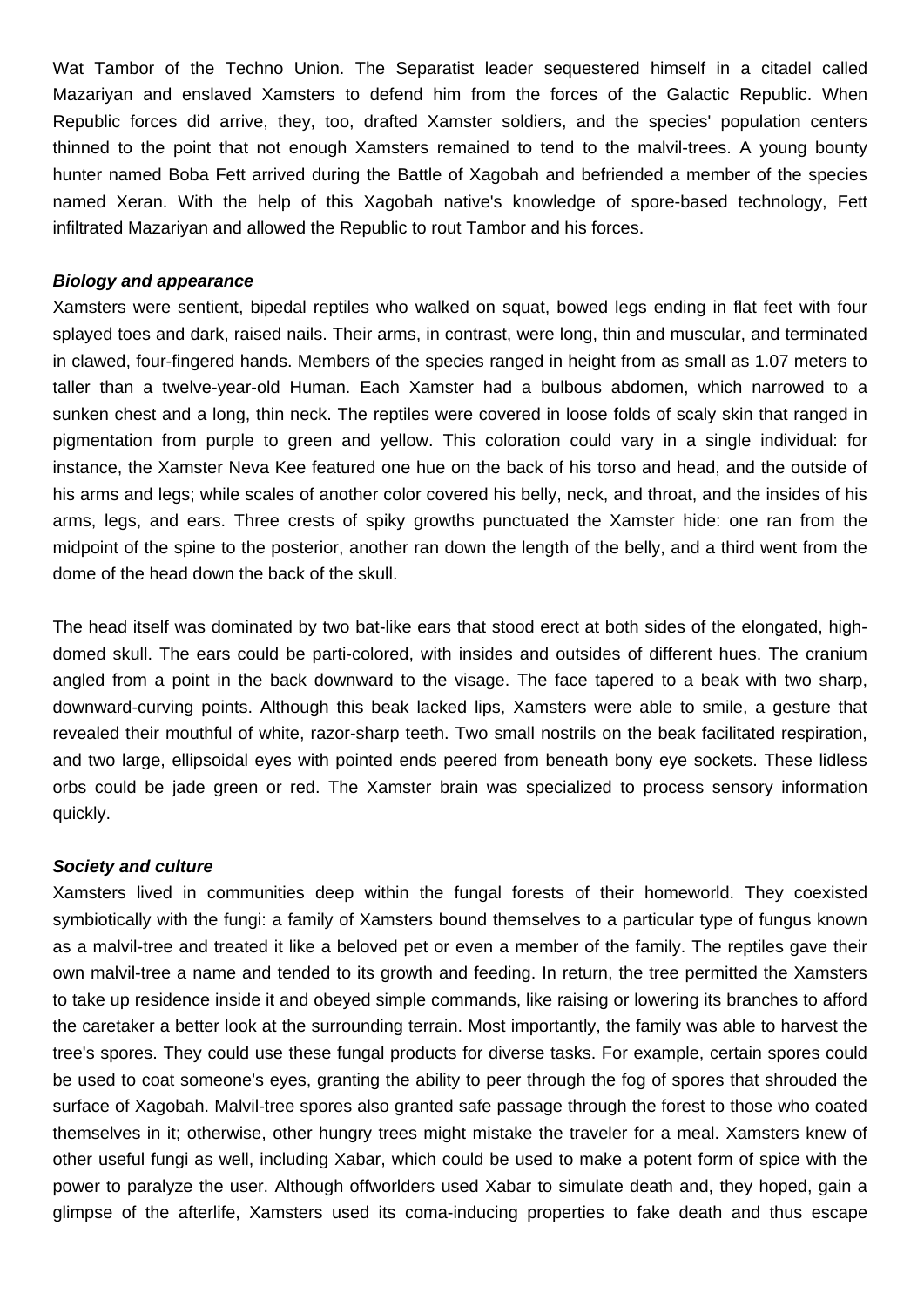Wat Tambor of the Techno Union. The Separatist leader sequestered himself in a citadel called Mazariyan and enslaved Xamsters to defend him from the forces of the Galactic Republic. When Republic forces did arrive, they, too, drafted Xamster soldiers, and the species' population centers thinned to the point that not enough Xamsters remained to tend to the malvil-trees. A young bounty hunter named Boba Fett arrived during the Battle of Xagobah and befriended a member of the species named Xeran. With the help of this Xagobah native's knowledge of spore-based technology, Fett infiltrated Mazariyan and allowed the Republic to rout Tambor and his forces.

***Biology and appearance***

Xamsters were sentient, bipedal reptiles who walked on squat, bowed legs ending in flat feet with four splayed toes and dark, raised nails. Their arms, in contrast, were long, thin and muscular, and terminated in clawed, four-fingered hands. Members of the species ranged in height from as small as 1.07 meters to taller than a twelve-year-old Human. Each Xamster had a bulbous abdomen, which narrowed to a sunken chest and a long, thin neck. The reptiles were covered in loose folds of scaly skin that ranged in pigmentation from purple to green and yellow. This coloration could vary in a single individual: for instance, the Xamster Neva Kee featured one hue on the back of his torso and head, and the outside of his arms and legs; while scales of another color covered his belly, neck, and throat, and the insides of his arms, legs, and ears. Three crests of spiky growths punctuated the Xamster hide: one ran from the midpoint of the spine to the posterior, another ran down the length of the belly, and a third went from the dome of the head down the back of the skull.

The head itself was dominated by two bat-like ears that stood erect at both sides of the elongated, high-domed skull. The ears could be parti-colored, with insides and outsides of different hues. The cranium angled from a point in the back downward to the visage. The face tapered to a beak with two sharp, downward-curving points. Although this beak lacked lips, Xamsters were able to smile, a gesture that revealed their mouthful of white, razor-sharp teeth. Two small nostrils on the beak facilitated respiration, and two large, ellipsoidal eyes with pointed ends peered from beneath bony eye sockets. These lidless orbs could be jade green or red. The Xamster brain was specialized to process sensory information quickly.

***Society and culture***

Xamsters lived in communities deep within the fungal forests of their homeworld. They coexisted symbiotically with the fungi: a family of Xamsters bound themselves to a particular type of fungus known as a malvil-tree and treated it like a beloved pet or even a member of the family. The reptiles gave their own malvil-tree a name and tended to its growth and feeding. In return, the tree permitted the Xamsters to take up residence inside it and obeyed simple commands, like raising or lowering its branches to afford the caretaker a better look at the surrounding terrain. Most importantly, the family was able to harvest the tree's spores. They could use these fungal products for diverse tasks. For example, certain spores could be used to coat someone's eyes, granting the ability to peer through the fog of spores that shrouded the surface of Xagobah. Malvil-tree spores also granted safe passage through the forest to those who coated themselves in it; otherwise, other hungry trees might mistake the traveler for a meal. Xamsters knew of other useful fungi as well, including Xabar, which could be used to make a potent form of spice with the power to paralyze the user. Although offworlders used Xabar to simulate death and, they hoped, gain a glimpse of the afterlife, Xamsters used its coma-inducing properties to fake death and thus escape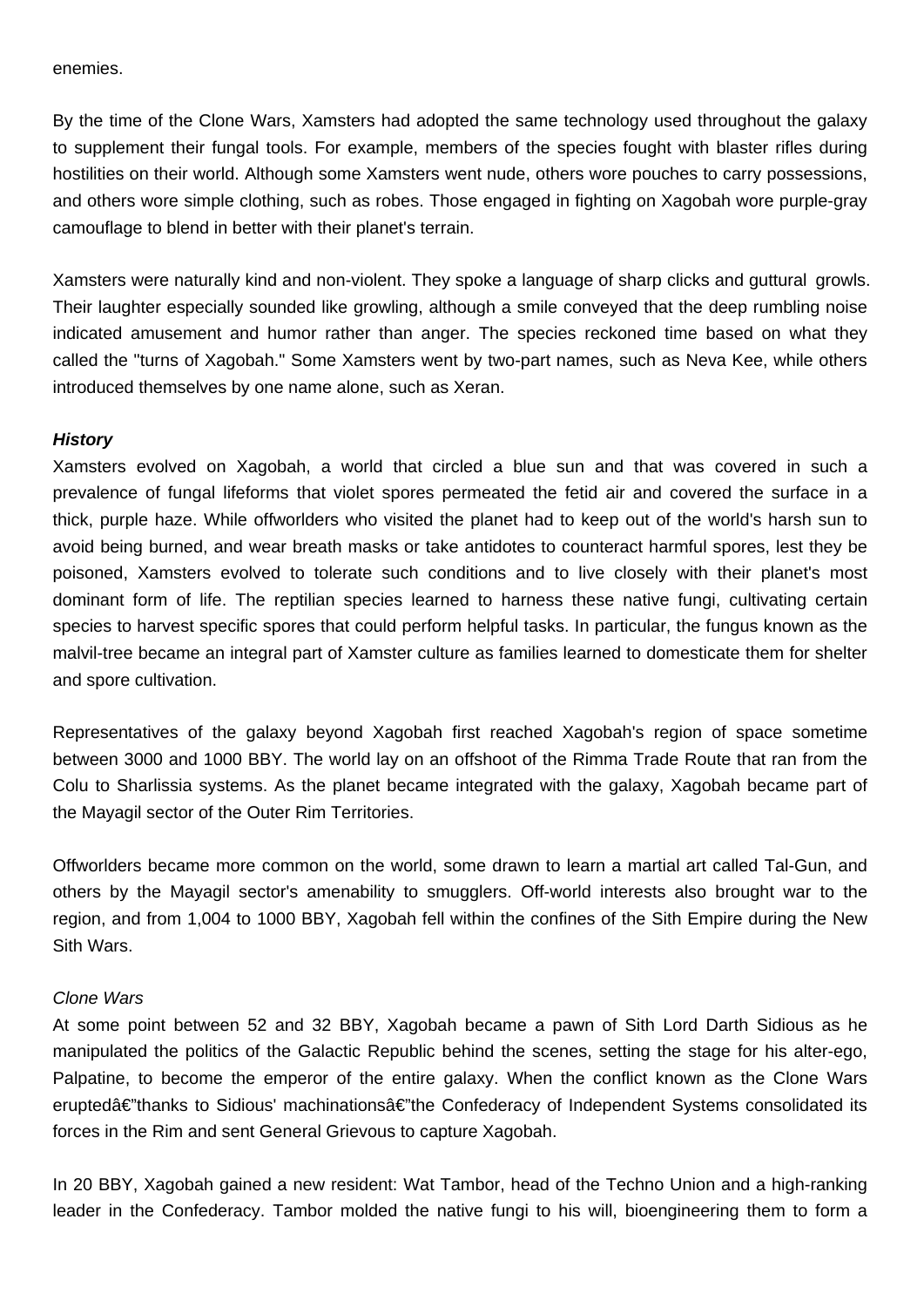enemies.

By the time of the Clone Wars, Xamsters had adopted the same technology used throughout the galaxy to supplement their fungal tools. For example, members of the species fought with blaster rifles during hostilities on their world. Although some Xamsters went nude, others wore pouches to carry possessions, and others wore simple clothing, such as robes. Those engaged in fighting on Xagobah wore purple-gray camouflage to blend in better with their planet's terrain.

Xamsters were naturally kind and non-violent. They spoke a language of sharp clicks and guttural growls. Their laughter especially sounded like growling, although a smile conveyed that the deep rumbling noise indicated amusement and humor rather than anger. The species reckoned time based on what they called the "turns of Xagobah." Some Xamsters went by two-part names, such as Neva Kee, while others introduced themselves by one name alone, such as Xeran.

***History***

Xamsters evolved on Xagobah, a world that circled a blue sun and that was covered in such a prevalence of fungal lifeforms that violet spores permeated the fetid air and covered the surface in a thick, purple haze. While offworlders who visited the planet had to keep out of the world's harsh sun to avoid being burned, and wear breath masks or take antidotes to counteract harmful spores, lest they be poisoned, Xamsters evolved to tolerate such conditions and to live closely with their planet's most dominant form of life. The reptilian species learned to harness these native fungi, cultivating certain species to harvest specific spores that could perform helpful tasks. In particular, the fungus known as the malvil-tree became an integral part of Xamster culture as families learned to domesticate them for shelter and spore cultivation.

Representatives of the galaxy beyond Xagobah first reached Xagobah's region of space sometime between 3000 and 1000 BBY. The world lay on an offshoot of the Rimma Trade Route that ran from the Colu to Sharlissia systems. As the planet became integrated with the galaxy, Xagobah became part of the Mayagil sector of the Outer Rim Territories.

Offworlders became more common on the world, some drawn to learn a martial art called Tal-Gun, and others by the Mayagil sector's amenability to smugglers. Off-world interests also brought war to the region, and from 1,004 to 1000 BBY, Xagobah fell within the confines of the Sith Empire during the New Sith Wars.

*Clone Wars*

At some point between 52 and 32 BBY, Xagobah became a pawn of Sith Lord Darth Sidious as he manipulated the politics of the Galactic Republic behind the scenes, setting the stage for his alter-ego, Palpatine, to become the emperor of the entire galaxy. When the conflict known as the Clone Wars eruptedâ€"thanks to Sidious' machinationsâ€"the Confederacy of Independent Systems consolidated its forces in the Rim and sent General Grievous to capture Xagobah.

In 20 BBY, Xagobah gained a new resident: Wat Tambor, head of the Techno Union and a high-ranking leader in the Confederacy. Tambor molded the native fungi to his will, bioengineering them to form a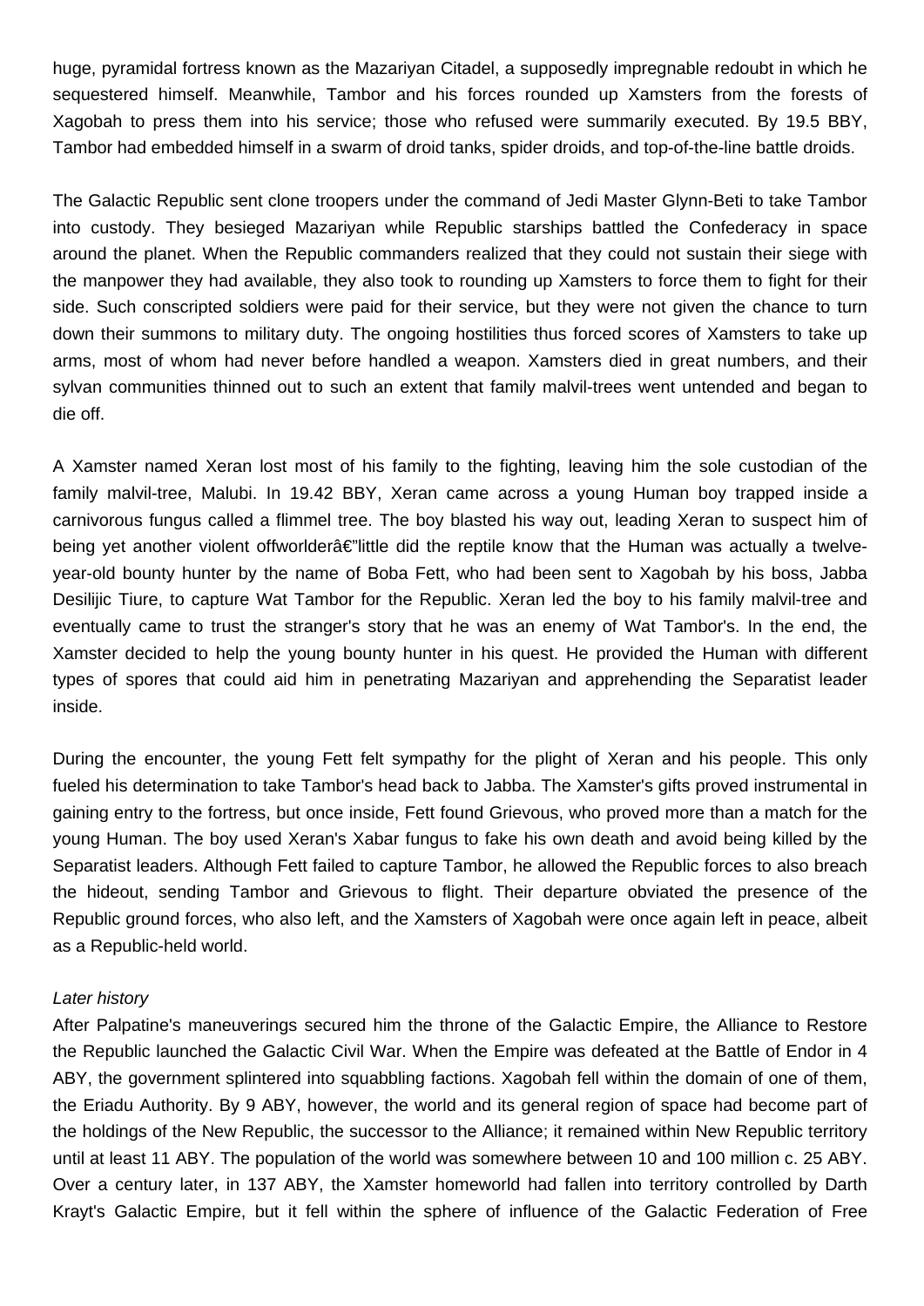huge, pyramidal fortress known as the Mazariyan Citadel, a supposedly impregnable redoubt in which he sequestered himself. Meanwhile, Tambor and his forces rounded up Xamsters from the forests of Xagobah to press them into his service; those who refused were summarily executed. By 19.5 BBY, Tambor had embedded himself in a swarm of droid tanks, spider droids, and top-of-the-line battle droids.

The Galactic Republic sent clone troopers under the command of Jedi Master Glynn-Beti to take Tambor into custody. They besieged Mazariyan while Republic starships battled the Confederacy in space around the planet. When the Republic commanders realized that they could not sustain their siege with the manpower they had available, they also took to rounding up Xamsters to force them to fight for their side. Such conscripted soldiers were paid for their service, but they were not given the chance to turn down their summons to military duty. The ongoing hostilities thus forced scores of Xamsters to take up arms, most of whom had never before handled a weapon. Xamsters died in great numbers, and their sylvan communities thinned out to such an extent that family malvil-trees went untended and began to die off.

A Xamster named Xeran lost most of his family to the fighting, leaving him the sole custodian of the family malvil-tree, Malubi. In 19.42 BBY, Xeran came across a young Human boy trapped inside a carnivorous fungus called a flimmel tree. The boy blasted his way out, leading Xeran to suspect him of being yet another violent offworlderâ€"little did the reptile know that the Human was actually a twelve-year-old bounty hunter by the name of Boba Fett, who had been sent to Xagobah by his boss, Jabba Desilijic Tiure, to capture Wat Tambor for the Republic. Xeran led the boy to his family malvil-tree and eventually came to trust the stranger's story that he was an enemy of Wat Tambor's. In the end, the Xamster decided to help the young bounty hunter in his quest. He provided the Human with different types of spores that could aid him in penetrating Mazariyan and apprehending the Separatist leader inside.

During the encounter, the young Fett felt sympathy for the plight of Xeran and his people. This only fueled his determination to take Tambor's head back to Jabba. The Xamster's gifts proved instrumental in gaining entry to the fortress, but once inside, Fett found Grievous, who proved more than a match for the young Human. The boy used Xeran's Xabar fungus to fake his own death and avoid being killed by the Separatist leaders. Although Fett failed to capture Tambor, he allowed the Republic forces to also breach the hideout, sending Tambor and Grievous to flight. Their departure obviated the presence of the Republic ground forces, who also left, and the Xamsters of Xagobah were once again left in peace, albeit as a Republic-held world.

*Later history*

After Palpatine's maneuverings secured him the throne of the Galactic Empire, the Alliance to Restore the Republic launched the Galactic Civil War. When the Empire was defeated at the Battle of Endor in 4 ABY, the government splintered into squabbling factions. Xagobah fell within the domain of one of them, the Eriadu Authority. By 9 ABY, however, the world and its general region of space had become part of the holdings of the New Republic, the successor to the Alliance; it remained within New Republic territory until at least 11 ABY. The population of the world was somewhere between 10 and 100 million c. 25 ABY. Over a century later, in 137 ABY, the Xamster homeworld had fallen into territory controlled by Darth Krayt's Galactic Empire, but it fell within the sphere of influence of the Galactic Federation of Free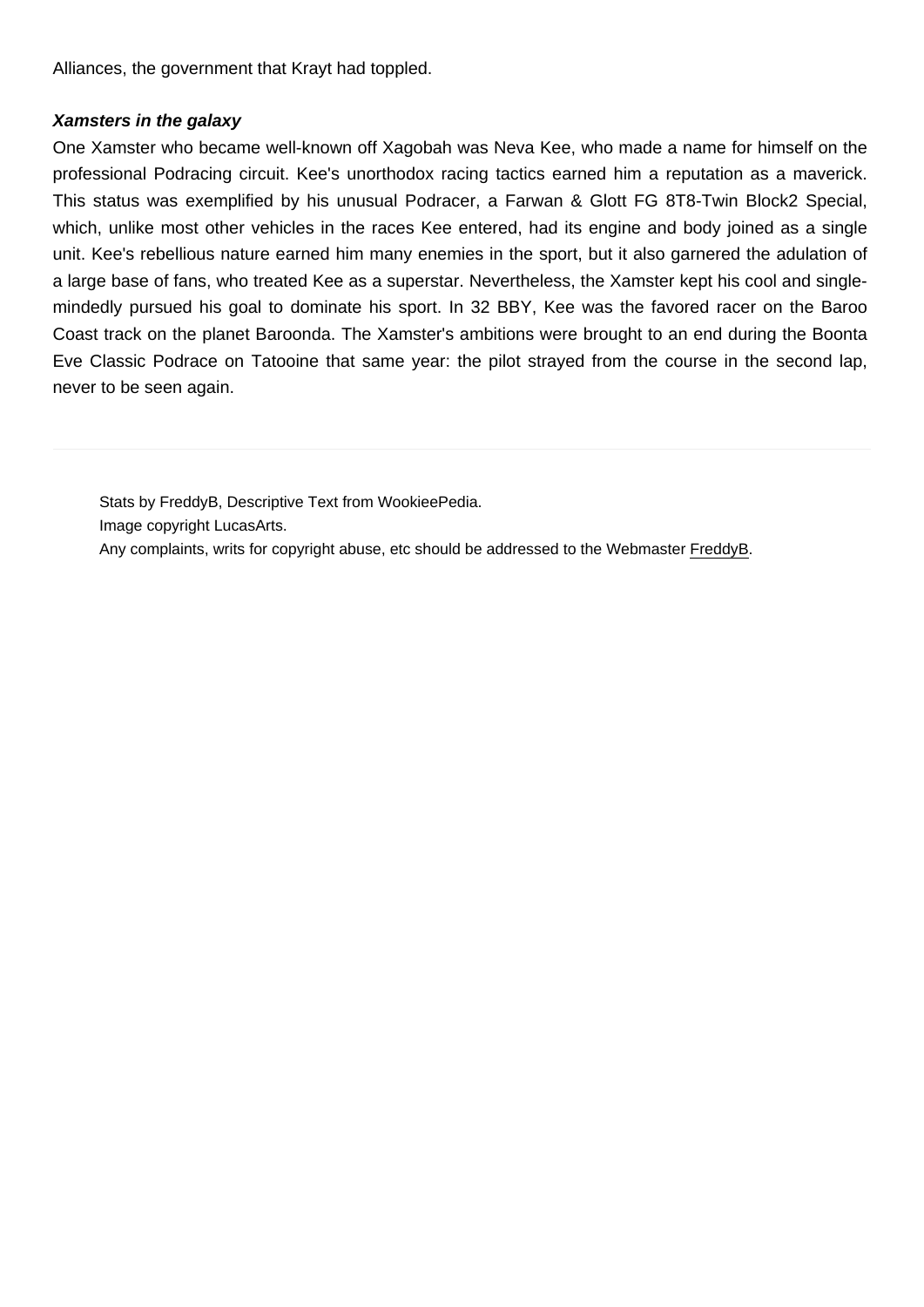Alliances, the government that Krayt had toppled.

***Xamsters in the galaxy***

One Xamster who became well-known off Xagobah was Neva Kee, who made a name for himself on the professional Podracing circuit. Kee's unorthodox racing tactics earned him a reputation as a maverick. This status was exemplified by his unusual Podracer, a Farwan & Glott FG 8T8-Twin Block2 Special, which, unlike most other vehicles in the races Kee entered, had its engine and body joined as a single unit. Kee's rebellious nature earned him many enemies in the sport, but it also garnered the adulation of a large base of fans, who treated Kee as a superstar. Nevertheless, the Xamster kept his cool and single-mindedly pursued his goal to dominate his sport. In 32 BBY, Kee was the favored racer on the Baroo Coast track on the planet Baroonda. The Xamster's ambitions were brought to an end during the Boonta Eve Classic Podrace on Tatooine that same year: the pilot strayed from the course in the second lap, never to be seen again.

---

Stats by FreddyB, Descriptive Text from WookieePedia.

Image copyright LucasArts.

Any complaints, writs for copyright abuse, etc should be addressed to the Webmaster FreddyB.